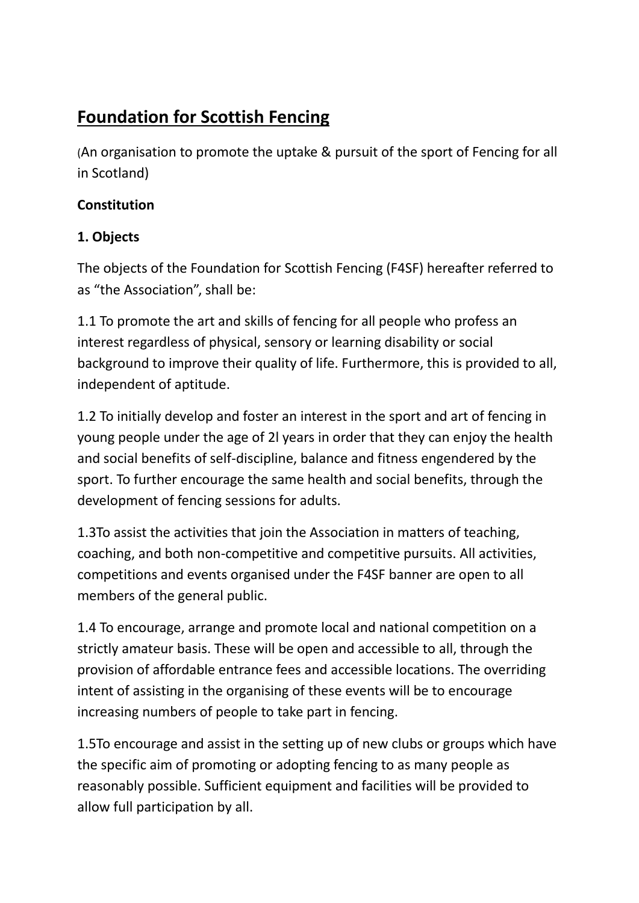# Foundation for Scottish Fencing

(An organisation to promote the uptake & pursuit of the sport of Fencing for all in Scotland)

**Constitution**

**1. Objects**

The objects of the Foundation for Scottish Fencing (F4SF) hereafter referred to as "the Association", shall be:

1.1 To promote the art and skills of fencing for all people who profess an interest regardless of physical, sensory or learning disability or social background to improve their quality of life. Furthermore, this is provided to all, independent of aptitude.

1.2 To initially develop and foster an interest in the sport and art of fencing in young people under the age of 2l years in order that they can enjoy the health and social benefits of self-discipline, balance and fitness engendered by the sport. To further encourage the same health and social benefits, through the development of fencing sessions for adults.

1.3To assist the activities that join the Association in matters of teaching, coaching, and both non-competitive and competitive pursuits. All activities, competitions and events organised under the F4SF banner are open to all members of the general public.

1.4 To encourage, arrange and promote local and national competition on a strictly amateur basis. These will be open and accessible to all, through the provision of affordable entrance fees and accessible locations. The overriding intent of assisting in the organising of these events will be to encourage increasing numbers of people to take part in fencing.

1.5To encourage and assist in the setting up of new clubs or groups which have the specific aim of promoting or adopting fencing to as many people as reasonably possible. Sufficient equipment and facilities will be provided to allow full participation by all.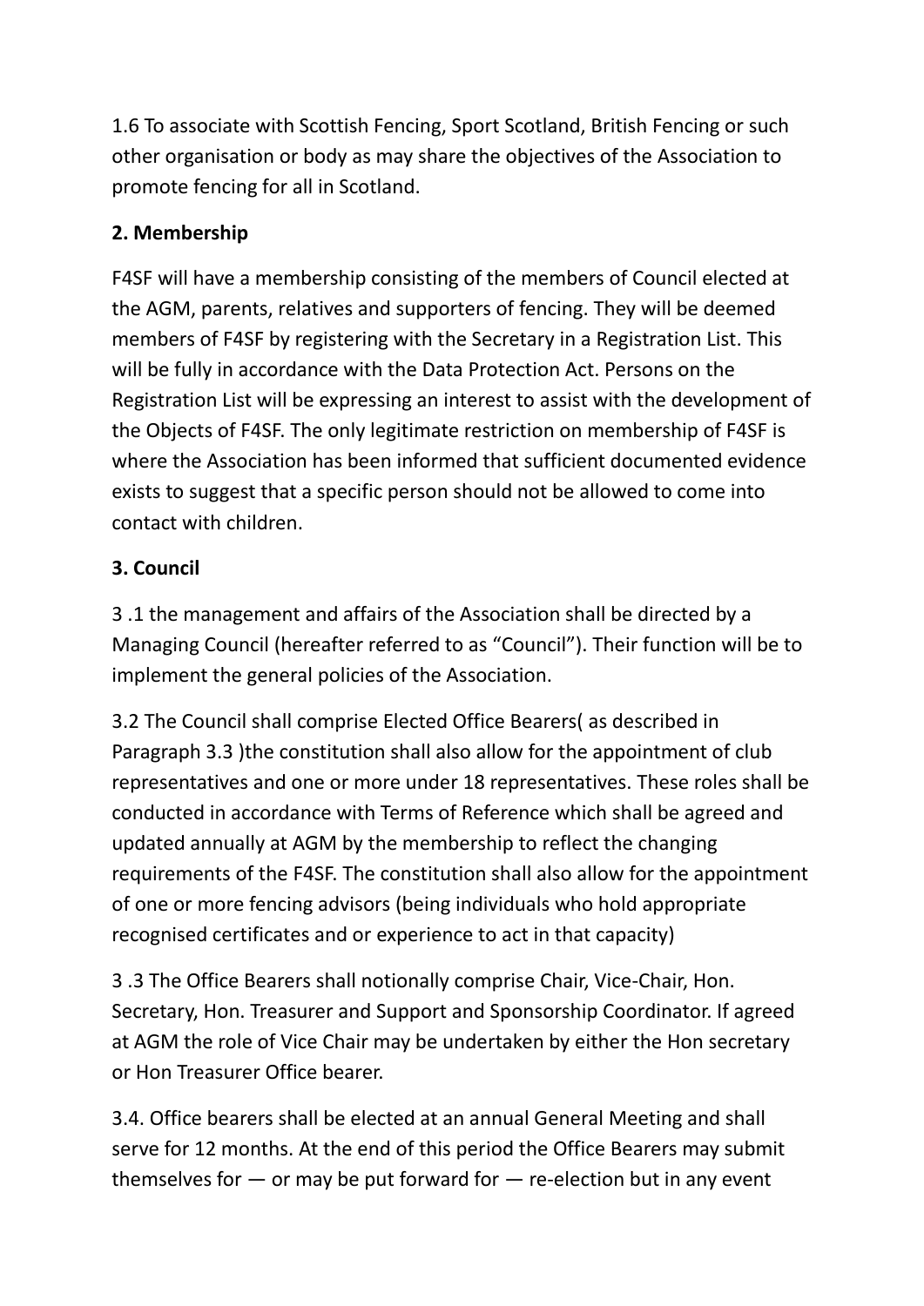1.6 To associate with Scottish Fencing, Sport Scotland, British Fencing or such other organisation or body as may share the objectives of the Association to promote fencing for all in Scotland.

**2. Membership**

F4SF will have a membership consisting of the members of Council elected at the AGM, parents, relatives and supporters of fencing. They will be deemed members of F4SF by registering with the Secretary in a Registration List. This will be fully in accordance with the Data Protection Act. Persons on the Registration List will be expressing an interest to assist with the development of the Objects of F4SF. The only legitimate restriction on membership of F4SF is where the Association has been informed that sufficient documented evidence exists to suggest that a specific person should not be allowed to come into contact with children.

**3. Council**

3 .1 the management and affairs of the Association shall be directed by a Managing Council (hereafter referred to as "Council"). Their function will be to implement the general policies of the Association.

3.2 The Council shall comprise Elected Office Bearers( as described in Paragraph 3.3 )the constitution shall also allow for the appointment of club representatives and one or more under 18 representatives. These roles shall be conducted in accordance with Terms of Reference which shall be agreed and updated annually at AGM by the membership to reflect the changing requirements of the F4SF. The constitution shall also allow for the appointment of one or more fencing advisors (being individuals who hold appropriate recognised certificates and or experience to act in that capacity)

3 .3 The Office Bearers shall notionally comprise Chair, Vice-Chair, Hon. Secretary, Hon. Treasurer and Support and Sponsorship Coordinator. If agreed at AGM the role of Vice Chair may be undertaken by either the Hon secretary or Hon Treasurer Office bearer.

3.4. Office bearers shall be elected at an annual General Meeting and shall serve for 12 months. At the end of this period the Office Bearers may submit themselves for — or may be put forward for — re-election but in any event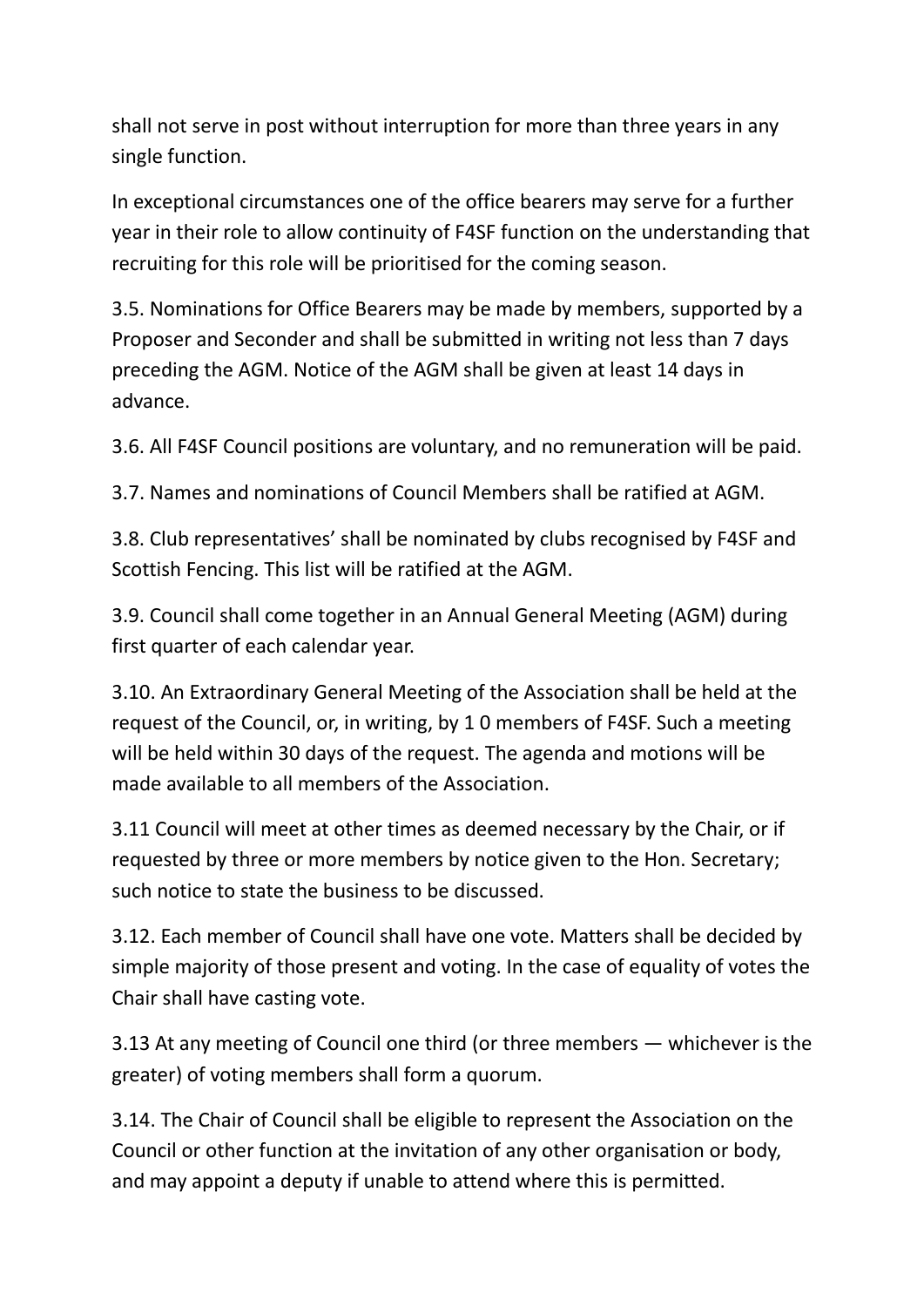shall not serve in post without interruption for more than three years in any single function.

In exceptional circumstances one of the office bearers may serve for a further year in their role to allow continuity of F4SF function on the understanding that recruiting for this role will be prioritised for the coming season.

3.5. Nominations for Office Bearers may be made by members, supported by a Proposer and Seconder and shall be submitted in writing not less than 7 days preceding the AGM. Notice of the AGM shall be given at least 14 days in advance.

3.6. All F4SF Council positions are voluntary, and no remuneration will be paid.

3.7. Names and nominations of Council Members shall be ratified at AGM.

3.8. Club representatives' shall be nominated by clubs recognised by F4SF and Scottish Fencing. This list will be ratified at the AGM.

3.9. Council shall come together in an Annual General Meeting (AGM) during first quarter of each calendar year.

3.10. An Extraordinary General Meeting of the Association shall be held at the request of the Council, or, in writing, by 1 0 members of F4SF. Such a meeting will be held within 30 days of the request. The agenda and motions will be made available to all members of the Association.

3.11 Council will meet at other times as deemed necessary by the Chair, or if requested by three or more members by notice given to the Hon. Secretary; such notice to state the business to be discussed.

3.12. Each member of Council shall have one vote. Matters shall be decided by simple majority of those present and voting. In the case of equality of votes the Chair shall have casting vote.

3.13 At any meeting of Council one third (or three members — whichever is the greater) of voting members shall form a quorum.

3.14. The Chair of Council shall be eligible to represent the Association on the Council or other function at the invitation of any other organisation or body, and may appoint a deputy if unable to attend where this is permitted.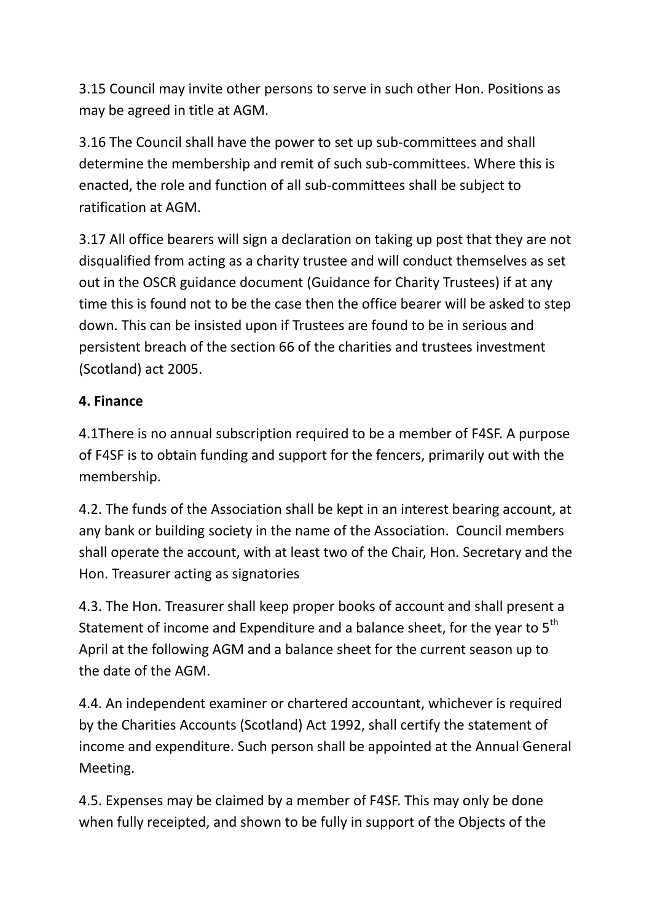3.15 Council may invite other persons to serve in such other Hon. Positions as may be agreed in title at AGM.

3.16 The Council shall have the power to set up sub-committees and shall determine the membership and remit of such sub-committees. Where this is enacted, the role and function of all sub-committees shall be subject to ratification at AGM.

3.17 All office bearers will sign a declaration on taking up post that they are not disqualified from acting as a charity trustee and will conduct themselves as set out in the OSCR guidance document (Guidance for Charity Trustees) if at any time this is found not to be the case then the office bearer will be asked to step down. This can be insisted upon if Trustees are found to be in serious and persistent breach of the section 66 of the charities and trustees investment (Scotland) act 2005.

**4. Finance**

4.1There is no annual subscription required to be a member of F4SF. A purpose of F4SF is to obtain funding and support for the fencers, primarily out with the membership.

4.2. The funds of the Association shall be kept in an interest bearing account, at any bank or building society in the name of the Association. Council members shall operate the account, with at least two of the Chair, Hon. Secretary and the Hon. Treasurer acting as signatories

4.3. The Hon. Treasurer shall keep proper books of account and shall present a Statement of income and Expenditure and a balance sheet, for the year to 5th April at the following AGM and a balance sheet for the current season up to the date of the AGM.

4.4. An independent examiner or chartered accountant, whichever is required by the Charities Accounts (Scotland) Act 1992, shall certify the statement of income and expenditure. Such person shall be appointed at the Annual General Meeting.

4.5. Expenses may be claimed by a member of F4SF. This may only be done when fully receipted, and shown to be fully in support of the Objects of the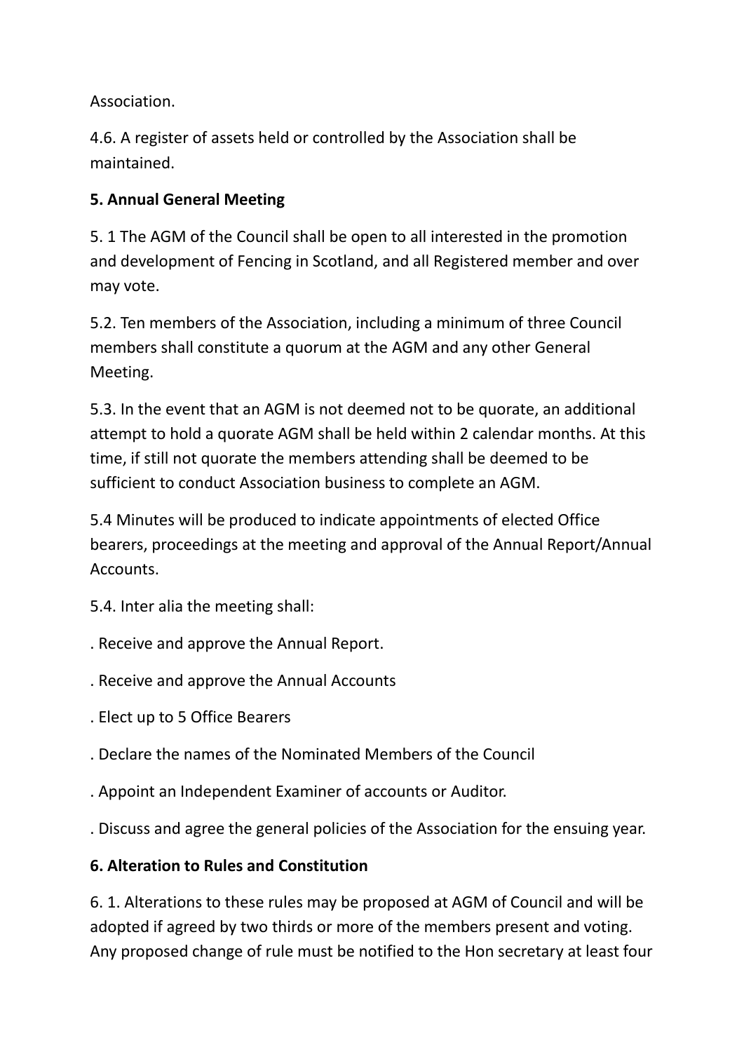Association.

4.6. A register of assets held or controlled by the Association shall be maintained.

**5. Annual General Meeting**

5. 1 The AGM of the Council shall be open to all interested in the promotion and development of Fencing in Scotland, and all Registered member and over may vote.

5.2. Ten members of the Association, including a minimum of three Council members shall constitute a quorum at the AGM and any other General Meeting.

5.3. In the event that an AGM is not deemed not to be quorate, an additional attempt to hold a quorate AGM shall be held within 2 calendar months. At this time, if still not quorate the members attending shall be deemed to be sufficient to conduct Association business to complete an AGM.

5.4 Minutes will be produced to indicate appointments of elected Office bearers, proceedings at the meeting and approval of the Annual Report/Annual Accounts.

5.4. Inter alia the meeting shall:

. Receive and approve the Annual Report.

. Receive and approve the Annual Accounts

. Elect up to 5 Office Bearers

. Declare the names of the Nominated Members of the Council

. Appoint an Independent Examiner of accounts or Auditor.

. Discuss and agree the general policies of the Association for the ensuing year.

**6. Alteration to Rules and Constitution**

6. 1. Alterations to these rules may be proposed at AGM of Council and will be adopted if agreed by two thirds or more of the members present and voting. Any proposed change of rule must be notified to the Hon secretary at least four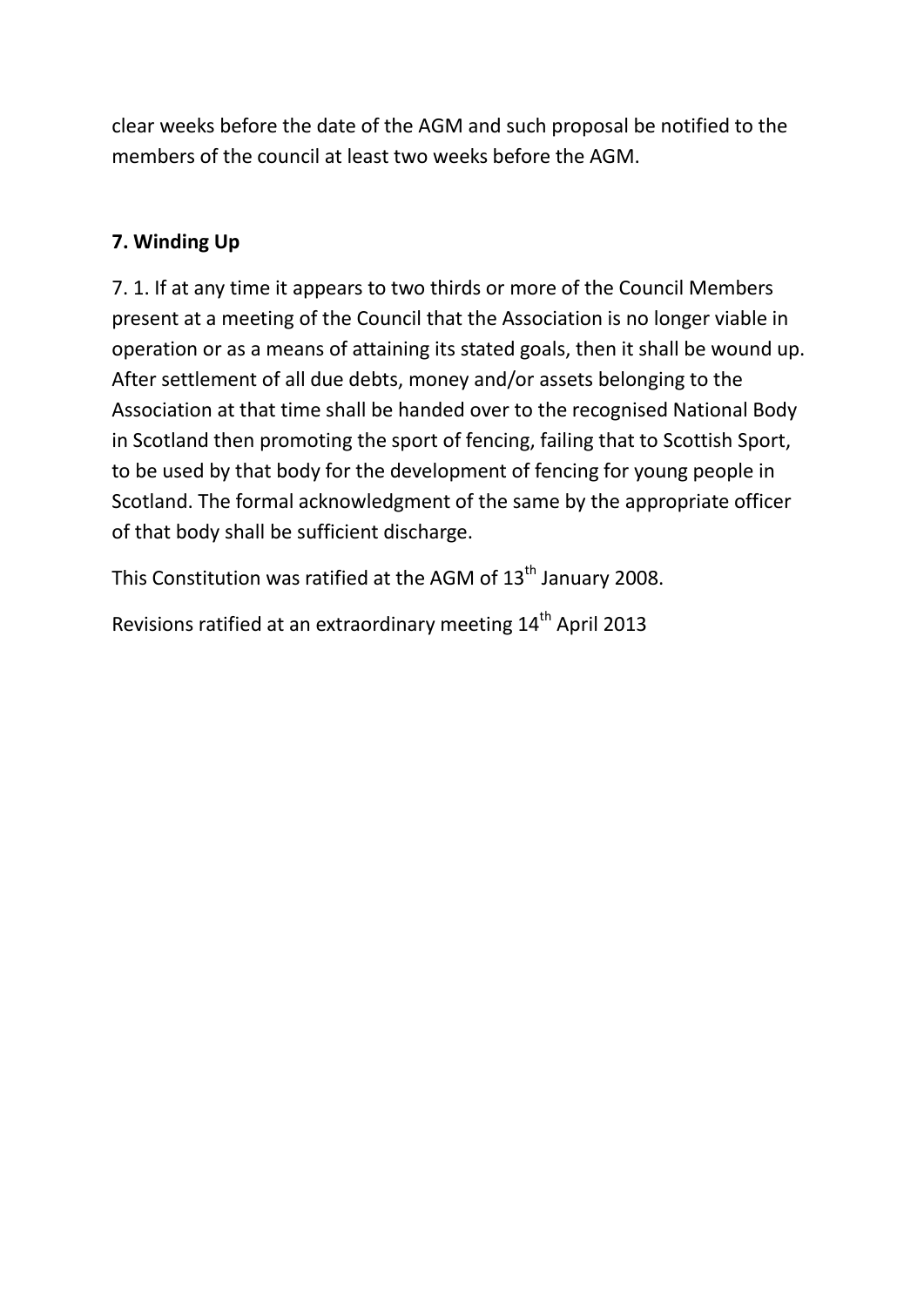clear weeks before the date of the AGM and such proposal be notified to the members of the council at least two weeks before the AGM.

**7. Winding Up**

7. 1. If at any time it appears to two thirds or more of the Council Members present at a meeting of the Council that the Association is no longer viable in operation or as a means of attaining its stated goals, then it shall be wound up. After settlement of all due debts, money and/or assets belonging to the Association at that time shall be handed over to the recognised National Body in Scotland then promoting the sport of fencing, failing that to Scottish Sport, to be used by that body for the development of fencing for young people in Scotland. The formal acknowledgment of the same by the appropriate officer of that body shall be sufficient discharge.

This Constitution was ratified at the AGM of 13th January 2008.

Revisions ratified at an extraordinary meeting 14th April 2013